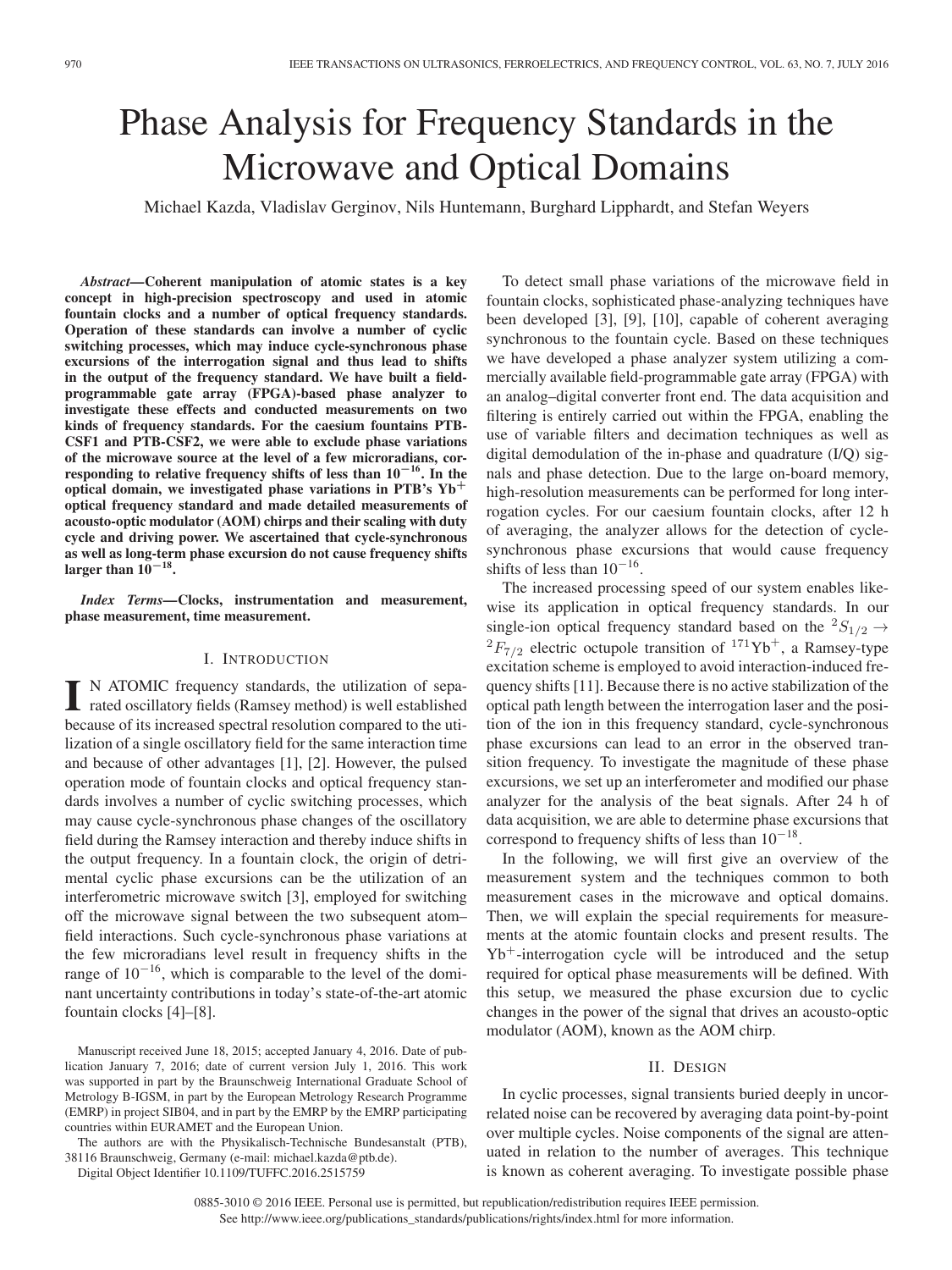# Phase Analysis for Frequency Standards in the Microwave and Optical Domains

Michael Kazda, Vladislav Gerginov, Nils Huntemann, Burghard Lipphardt, and Stefan Weyers

***Abstract*—Coherent manipulation of atomic states is a key concept in high-precision spectroscopy and used in atomic fountain clocks and a number of optical frequency standards. Operation of these standards can involve a number of cyclic switching processes, which may induce cycle-synchronous phase excursions of the interrogation signal and thus lead to shifts in the output of the frequency standard. We have built a field-programmable gate array (FPGA)-based phase analyzer to investigate these effects and conducted measurements on two kinds of frequency standards. For the caesium fountains PTB-CSF1 and PTB-CSF2, we were able to exclude phase variations of the microwave source at the level of a few microradians, corresponding to relative frequency shifts of less than $10^{-16}$. In the optical domain, we investigated phase variations in PTB's $Yb^+$ optical frequency standard and made detailed measurements of acousto-optic modulator (AOM) chirps and their scaling with duty cycle and driving power. We ascertained that cycle-synchronous as well as long-term phase excursion do not cause frequency shifts larger than $10^{-18}$.**

***Index Terms*—Clocks, instrumentation and measurement, phase measurement, time measurement.**

## I. Introduction

In atomic frequency standards, the utilization of separated oscillatory fields (Ramsey method) is well established because of its increased spectral resolution compared to the utilization of a single oscillatory field for the same interaction time and because of other advantages [1], [2]. However, the pulsed operation mode of fountain clocks and optical frequency standards involves a number of cyclic switching processes, which may cause cycle-synchronous phase changes of the oscillatory field during the Ramsey interaction and thereby induce shifts in the output frequency. In a fountain clock, the origin of detrimental cyclic phase excursions can be the utilization of an interferometric microwave switch [3], employed for switching off the microwave signal between the two subsequent atom–field interactions. Such cycle-synchronous phase variations at the few microradians level result in frequency shifts in the range of $10^{-16}$, which is comparable to the level of the dominant uncertainty contributions in today's state-of-the-art atomic fountain clocks [4]–[8].

To detect small phase variations of the microwave field in fountain clocks, sophisticated phase-analyzing techniques have been developed [3], [9], [10], capable of coherent averaging synchronous to the fountain cycle. Based on these techniques we have developed a phase analyzer system utilizing a commercially available field-programmable gate array (FPGA) with an analog–digital converter front end. The data acquisition and filtering is entirely carried out within the FPGA, enabling the use of variable filters and decimation techniques as well as digital demodulation of the in-phase and quadrature (I/Q) signals and phase detection. Due to the large on-board memory, high-resolution measurements can be performed for long interrogation cycles. For our caesium fountain clocks, after 12 h of averaging, the analyzer allows for the detection of cycle-synchronous phase excursions that would cause frequency shifts of less than $10^{-16}$.

The increased processing speed of our system enables likewise its application in optical frequency standards. In our single-ion optical frequency standard based on the $^2S_{1/2} \rightarrow {}^2F_{7/2}$ electric octupole transition of $^{171}Yb^+$, a Ramsey-type excitation scheme is employed to avoid interaction-induced frequency shifts [11]. Because there is no active stabilization of the optical path length between the interrogation laser and the position of the ion in this frequency standard, cycle-synchronous phase excursions can lead to an error in the observed transition frequency. To investigate the magnitude of these phase excursions, we set up an interferometer and modified our phase analyzer for the analysis of the beat signals. After 24 h of data acquisition, we are able to determine phase excursions that correspond to frequency shifts of less than $10^{-18}$.

In the following, we will first give an overview of the measurement system and the techniques common to both measurement cases in the microwave and optical domains. Then, we will explain the special requirements for measurements at the atomic fountain clocks and present results. The $Yb^+$-interrogation cycle will be introduced and the setup required for optical phase measurements will be defined. With this setup, we measured the phase excursion due to cyclic changes in the power of the signal that drives an acousto-optic modulator (AOM), known as the AOM chirp.

## II. Design

In cyclic processes, signal transients buried deeply in uncorrelated noise can be recovered by averaging data point-by-point over multiple cycles. Noise components of the signal are attenuated in relation to the number of averages. This technique is known as coherent averaging. To investigate possible phase

---

Manuscript received June 18, 2015; accepted January 4, 2016. Date of publication January 7, 2016; date of current version July 1, 2016. This work was supported in part by the Braunschweig International Graduate School of Metrology B-IGSM, in part by the European Metrology Research Programme (EMRP) in project SIB04, and in part by the EMRP by the EMRP participating countries within EURAMET and the European Union.

The authors are with the Physikalisch-Technische Bundesanstalt (PTB), 38116 Braunschweig, Germany (e-mail: michael.kazda@ptb.de).

Digital Object Identifier 10.1109/TUFFC.2016.2515759

0885-3010 © 2016 IEEE. Personal use is permitted, but republication/redistribution requires IEEE permission. See http://www.ieee.org/publications_standards/publications/rights/index.html for more information.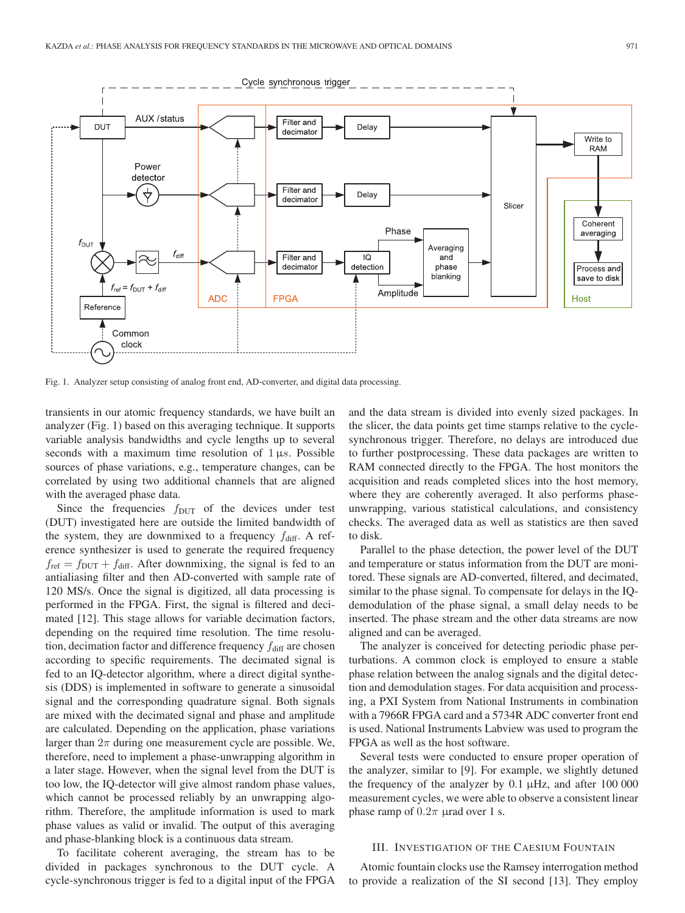Fig. 1. Analyzer setup consisting of analog front end, AD-converter, and digital data processing.

transients in our atomic frequency standards, we have built an analyzer (Fig. 1) based on this averaging technique. It supports variable analysis bandwidths and cycle lengths up to several seconds with a maximum time resolution of $1\ \mu s$. Possible sources of phase variations, e.g., temperature changes, can be correlated by using two additional channels that are aligned with the averaged phase data.

Since the frequencies $f_{\mathrm{DUT}}$ of the devices under test (DUT) investigated here are outside the limited bandwidth of the system, they are downmixed to a frequency $f_{\mathrm{diff}}$. A reference synthesizer is used to generate the required frequency $f_{\mathrm{ref}} = f_{\mathrm{DUT}} + f_{\mathrm{diff}}$. After downmixing, the signal is fed to an antialiasing filter and then AD-converted with sample rate of 120 MS/s. Once the signal is digitized, all data processing is performed in the FPGA. First, the signal is filtered and decimated [12]. This stage allows for variable decimation factors, depending on the required time resolution. The time resolution, decimation factor and difference frequency $f_{\mathrm{diff}}$ are chosen according to specific requirements. The decimated signal is fed to an IQ-detector algorithm, where a direct digital synthesis (DDS) is implemented in software to generate a sinusoidal signal and the corresponding quadrature signal. Both signals are mixed with the decimated signal and phase and amplitude are calculated. Depending on the application, phase variations larger than $2\pi$ during one measurement cycle are possible. We, therefore, need to implement a phase-unwrapping algorithm in a later stage. However, when the signal level from the DUT is too low, the IQ-detector will give almost random phase values, which cannot be processed reliably by an unwrapping algorithm. Therefore, the amplitude information is used to mark phase values as valid or invalid. The output of this averaging and phase-blanking block is a continuous data stream.

To facilitate coherent averaging, the stream has to be divided in packages synchronous to the DUT cycle. A cycle-synchronous trigger is fed to a digital input of the FPGA and the data stream is divided into evenly sized packages. In the slicer, the data points get time stamps relative to the cycle-synchronous trigger. Therefore, no delays are introduced due to further postprocessing. These data packages are written to RAM connected directly to the FPGA. The host monitors the acquisition and reads completed slices into the host memory, where they are coherently averaged. It also performs phase-unwrapping, various statistical calculations, and consistency checks. The averaged data as well as statistics are then saved to disk.

Parallel to the phase detection, the power level of the DUT and temperature or status information from the DUT are monitored. These signals are AD-converted, filtered, and decimated, similar to the phase signal. To compensate for delays in the IQ-demodulation of the phase signal, a small delay needs to be inserted. The phase stream and the other data streams are now aligned and can be averaged.

The analyzer is conceived for detecting periodic phase perturbations. A common clock is employed to ensure a stable phase relation between the analog signals and the digital detection and demodulation stages. For data acquisition and processing, a PXI System from National Instruments in combination with a 7966R FPGA card and a 5734R ADC converter front end is used. National Instruments Labview was used to program the FPGA as well as the host software.

Several tests were conducted to ensure proper operation of the analyzer, similar to [9]. For example, we slightly detuned the frequency of the analyzer by 0.1 μHz, and after 100 000 measurement cycles, we were able to observe a consistent linear phase ramp of $0.2\pi$ μrad over 1 s.

## III. Investigation of the Caesium Fountain

Atomic fountain clocks use the Ramsey interrogation method to provide a realization of the SI second [13]. They employ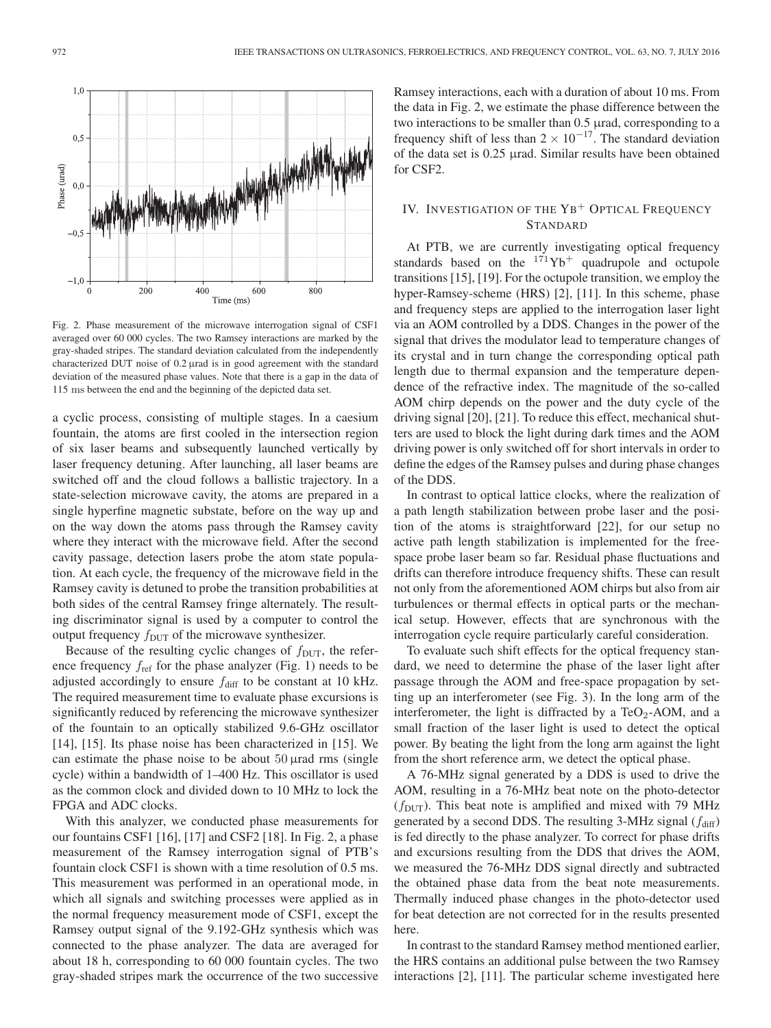Fig. 2. Phase measurement of the microwave interrogation signal of CSF1 averaged over 60 000 cycles. The two Ramsey interactions are marked by the gray-shaded stripes. The standard deviation calculated from the independently characterized DUT noise of 0.2 µrad is in good agreement with the standard deviation of the measured phase values. Note that there is a gap in the data of 115 ms between the end and the beginning of the depicted data set.

a cyclic process, consisting of multiple stages. In a caesium fountain, the atoms are first cooled in the intersection region of six laser beams and subsequently launched vertically by laser frequency detuning. After launching, all laser beams are switched off and the cloud follows a ballistic trajectory. In a state-selection microwave cavity, the atoms are prepared in a single hyperfine magnetic substate, before on the way up and on the way down the atoms pass through the Ramsey cavity where they interact with the microwave field. After the second cavity passage, detection lasers probe the atom state population. At each cycle, the frequency of the microwave field in the Ramsey cavity is detuned to probe the transition probabilities at both sides of the central Ramsey fringe alternately. The resulting discriminator signal is used by a computer to control the output frequency $f_{\mathrm{DUT}}$ of the microwave synthesizer.

Because of the resulting cyclic changes of $f_{\mathrm{DUT}}$, the reference frequency $f_{\mathrm{ref}}$ for the phase analyzer (Fig. 1) needs to be adjusted accordingly to ensure $f_{\mathrm{diff}}$ to be constant at 10 kHz. The required measurement time to evaluate phase excursions is significantly reduced by referencing the microwave synthesizer of the fountain to an optically stabilized 9.6-GHz oscillator [14], [15]. Its phase noise has been characterized in [15]. We can estimate the phase noise to be about 50 µrad rms (single cycle) within a bandwidth of 1–400 Hz. This oscillator is used as the common clock and divided down to 10 MHz to lock the FPGA and ADC clocks.

With this analyzer, we conducted phase measurements for our fountains CSF1 [16], [17] and CSF2 [18]. In Fig. 2, a phase measurement of the Ramsey interrogation signal of PTB's fountain clock CSF1 is shown with a time resolution of 0.5 ms. This measurement was performed in an operational mode, in which all signals and switching processes were applied as in the normal frequency measurement mode of CSF1, except the Ramsey output signal of the 9.192-GHz synthesis which was connected to the phase analyzer. The data are averaged for about 18 h, corresponding to 60 000 fountain cycles. The two gray-shaded stripes mark the occurrence of the two successive Ramsey interactions, each with a duration of about 10 ms. From the data in Fig. 2, we estimate the phase difference between the two interactions to be smaller than 0.5 µrad, corresponding to a frequency shift of less than $2 \times 10^{-17}$. The standard deviation of the data set is 0.25 µrad. Similar results have been obtained for CSF2.

## IV. Investigation of the Yb$^{+}$ Optical Frequency Standard

At PTB, we are currently investigating optical frequency standards based on the $^{171}\mathrm{Yb}^{+}$ quadrupole and octupole transitions [15], [19]. For the octupole transition, we employ the hyper-Ramsey-scheme (HRS) [2], [11]. In this scheme, phase and frequency steps are applied to the interrogation laser light via an AOM controlled by a DDS. Changes in the power of the signal that drives the modulator lead to temperature changes of its crystal and in turn change the corresponding optical path length due to thermal expansion and the temperature dependence of the refractive index. The magnitude of the so-called AOM chirp depends on the power and the duty cycle of the driving signal [20], [21]. To reduce this effect, mechanical shutters are used to block the light during dark times and the AOM driving power is only switched off for short intervals in order to define the edges of the Ramsey pulses and during phase changes of the DDS.

In contrast to optical lattice clocks, where the realization of a path length stabilization between probe laser and the position of the atoms is straightforward [22], for our setup no active path length stabilization is implemented for the free-space probe laser beam so far. Residual phase fluctuations and drifts can therefore introduce frequency shifts. These can result not only from the aforementioned AOM chirps but also from air turbulences or thermal effects in optical parts or the mechanical setup. However, effects that are synchronous with the interrogation cycle require particularly careful consideration.

To evaluate such shift effects for the optical frequency standard, we need to determine the phase of the laser light after passage through the AOM and free-space propagation by setting up an interferometer (see Fig. 3). In the long arm of the interferometer, the light is diffracted by a $\mathrm{TeO_2}$-AOM, and a small fraction of the laser light is used to detect the optical power. By beating the light from the long arm against the light from the short reference arm, we detect the optical phase.

A 76-MHz signal generated by a DDS is used to drive the AOM, resulting in a 76-MHz beat note on the photo-detector ($f_{\mathrm{DUT}}$). This beat note is amplified and mixed with 79 MHz generated by a second DDS. The resulting 3-MHz signal ($f_{\mathrm{diff}}$) is fed directly to the phase analyzer. To correct for phase drifts and excursions resulting from the DDS that drives the AOM, we measured the 76-MHz DDS signal directly and subtracted the obtained phase data from the beat note measurements. Thermally induced phase changes in the photo-detector used for beat detection are not corrected for in the results presented here.

In contrast to the standard Ramsey method mentioned earlier, the HRS contains an additional pulse between the two Ramsey interactions [2], [11]. The particular scheme investigated here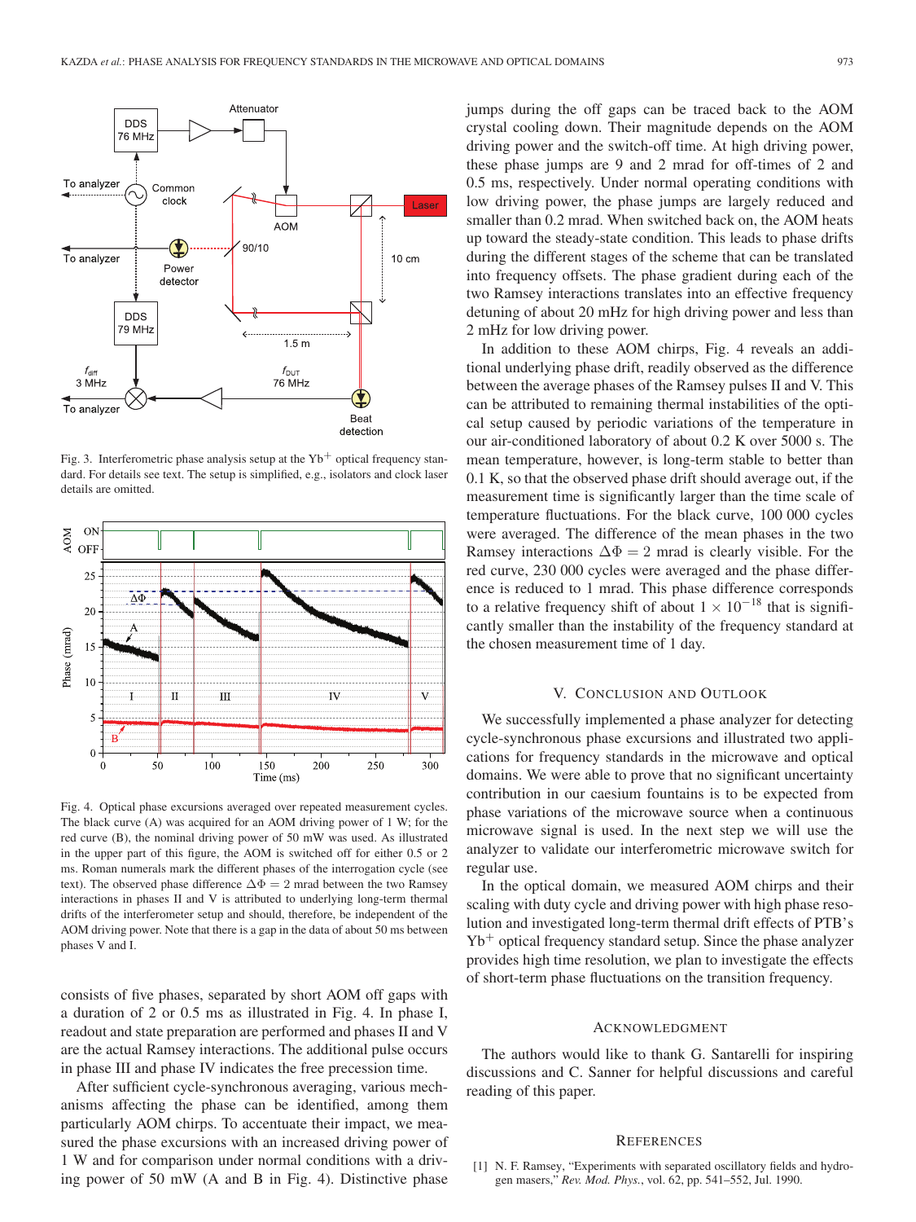Fig. 3. Interferometric phase analysis setup at the $Yb^+$ optical frequency standard. For details see text. The setup is simplified, e.g., isolators and clock laser details are omitted.

Fig. 4. Optical phase excursions averaged over repeated measurement cycles. The black curve (A) was acquired for an AOM driving power of 1 W; for the red curve (B), the nominal driving power of 50 mW was used. As illustrated in the upper part of this figure, the AOM is switched off for either 0.5 or 2 ms. Roman numerals mark the different phases of the interrogation cycle (see text). The observed phase difference $\Delta\Phi = 2$ mrad between the two Ramsey interactions in phases II and V is attributed to underlying long-term thermal drifts of the interferometer setup and should, therefore, be independent of the AOM driving power. Note that there is a gap in the data of about 50 ms between phases V and I.

consists of five phases, separated by short AOM off gaps with a duration of 2 or 0.5 ms as illustrated in Fig. 4. In phase I, readout and state preparation are performed and phases II and V are the actual Ramsey interactions. The additional pulse occurs in phase III and phase IV indicates the free precession time.

After sufficient cycle-synchronous averaging, various mechanisms affecting the phase can be identified, among them particularly AOM chirps. To accentuate their impact, we measured the phase excursions with an increased driving power of 1 W and for comparison under normal conditions with a driving power of 50 mW (A and B in Fig. 4). Distinctive phase jumps during the off gaps can be traced back to the AOM crystal cooling down. Their magnitude depends on the AOM driving power and the switch-off time. At high driving power, these phase jumps are 9 and 2 mrad for off-times of 2 and 0.5 ms, respectively. Under normal operating conditions with low driving power, the phase jumps are largely reduced and smaller than 0.2 mrad. When switched back on, the AOM heats up toward the steady-state condition. This leads to phase drifts during the different stages of the scheme that can be translated into frequency offsets. The phase gradient during each of the two Ramsey interactions translates into an effective frequency detuning of about 20 mHz for high driving power and less than 2 mHz for low driving power.

In addition to these AOM chirps, Fig. 4 reveals an additional underlying phase drift, readily observed as the difference between the average phases of the Ramsey pulses II and V. This can be attributed to remaining thermal instabilities of the optical setup caused by periodic variations of the temperature in our air-conditioned laboratory of about 0.2 K over 5000 s. The mean temperature, however, is long-term stable to better than 0.1 K, so that the observed phase drift should average out, if the measurement time is significantly larger than the time scale of temperature fluctuations. For the black curve, 100 000 cycles were averaged. The difference of the mean phases in the two Ramsey interactions $\Delta\Phi = 2$ mrad is clearly visible. For the red curve, 230 000 cycles were averaged and the phase difference is reduced to 1 mrad. This phase difference corresponds to a relative frequency shift of about $1 \times 10^{-18}$ that is significantly smaller than the instability of the frequency standard at the chosen measurement time of 1 day.

## V. Conclusion and Outlook

We successfully implemented a phase analyzer for detecting cycle-synchronous phase excursions and illustrated two applications for frequency standards in the microwave and optical domains. We were able to prove that no significant uncertainty contribution in our caesium fountains is to be expected from phase variations of the microwave source when a continuous microwave signal is used. In the next step we will use the analyzer to validate our interferometric microwave switch for regular use.

In the optical domain, we measured AOM chirps and their scaling with duty cycle and driving power with high phase resolution and investigated long-term thermal drift effects of PTB's $Yb^+$ optical frequency standard setup. Since the phase analyzer provides high time resolution, we plan to investigate the effects of short-term phase fluctuations on the transition frequency.

## Acknowledgment

The authors would like to thank G. Santarelli for inspiring discussions and C. Sanner for helpful discussions and careful reading of this paper.

## References

[1] N. F. Ramsey, "Experiments with separated oscillatory fields and hydrogen masers," *Rev. Mod. Phys.*, vol. 62, pp. 541–552, Jul. 1990.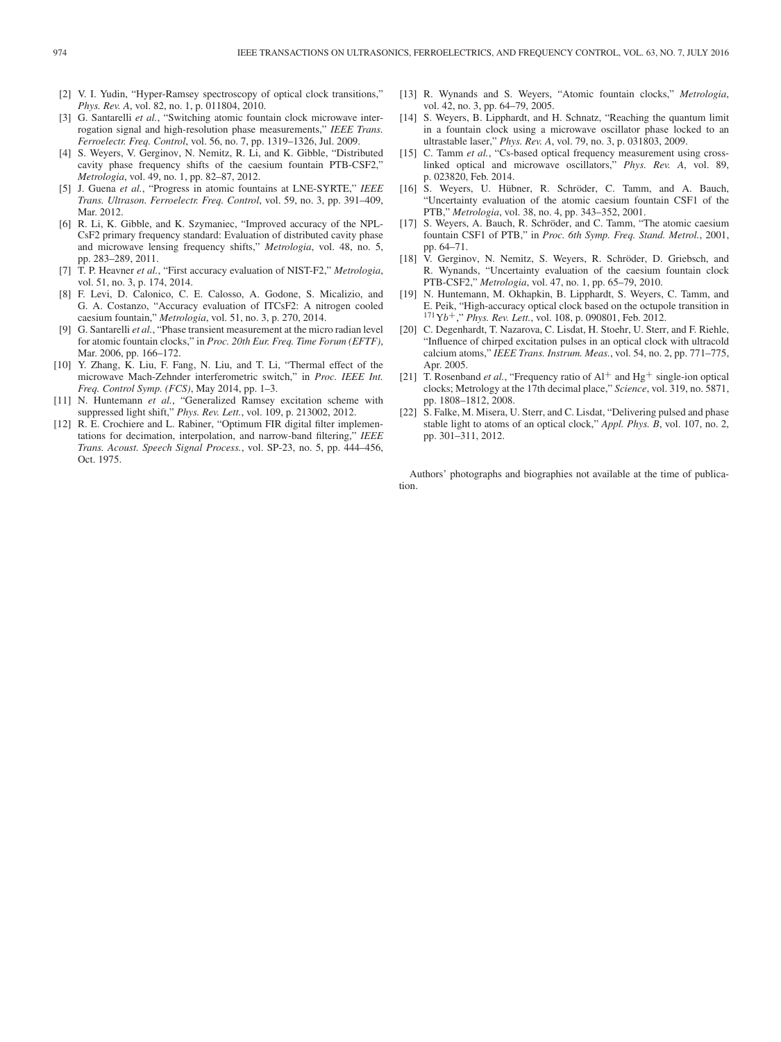[2] V. I. Yudin, "Hyper-Ramsey spectroscopy of optical clock transitions," *Phys. Rev. A*, vol. 82, no. 1, p. 011804, 2010.

[3] G. Santarelli *et al.*, "Switching atomic fountain clock microwave interrogation signal and high-resolution phase measurements," *IEEE Trans. Ferroelectr. Freq. Control*, vol. 56, no. 7, pp. 1319–1326, Jul. 2009.

[4] S. Weyers, V. Gerginov, N. Nemitz, R. Li, and K. Gibble, "Distributed cavity phase frequency shifts of the caesium fountain PTB-CSF2," *Metrologia*, vol. 49, no. 1, pp. 82–87, 2012.

[5] J. Guena *et al.*, "Progress in atomic fountains at LNE-SYRTE," *IEEE Trans. Ultrason. Ferroelectr. Freq. Control*, vol. 59, no. 3, pp. 391–409, Mar. 2012.

[6] R. Li, K. Gibble, and K. Szymaniec, "Improved accuracy of the NPL-CsF2 primary frequency standard: Evaluation of distributed cavity phase and microwave lensing frequency shifts," *Metrologia*, vol. 48, no. 5, pp. 283–289, 2011.

[7] T. P. Heavner *et al.*, "First accuracy evaluation of NIST-F2," *Metrologia*, vol. 51, no. 3, p. 174, 2014.

[8] F. Levi, D. Calonico, C. E. Calosso, A. Godone, S. Micalizio, and G. A. Costanzo, "Accuracy evaluation of ITCsF2: A nitrogen cooled caesium fountain," *Metrologia*, vol. 51, no. 3, p. 270, 2014.

[9] G. Santarelli *et al.*, "Phase transient measurement at the micro radian level for atomic fountain clocks," in *Proc. 20th Eur. Freq. Time Forum (EFTF)*, Mar. 2006, pp. 166–172.

[10] Y. Zhang, K. Liu, F. Fang, N. Liu, and T. Li, "Thermal effect of the microwave Mach-Zehnder interferometric switch," in *Proc. IEEE Int. Freq. Control Symp. (FCS)*, May 2014, pp. 1–3.

[11] N. Huntemann *et al.*, "Generalized Ramsey excitation scheme with suppressed light shift," *Phys. Rev. Lett.*, vol. 109, p. 213002, 2012.

[12] R. E. Crochiere and L. Rabiner, "Optimum FIR digital filter implementations for decimation, interpolation, and narrow-band filtering," *IEEE Trans. Acoust. Speech Signal Process.*, vol. SP-23, no. 5, pp. 444–456, Oct. 1975.

[13] R. Wynands and S. Weyers, "Atomic fountain clocks," *Metrologia*, vol. 42, no. 3, pp. 64–79, 2005.

[14] S. Weyers, B. Lipphardt, and H. Schnatz, "Reaching the quantum limit in a fountain clock using a microwave oscillator phase locked to an ultrastable laser," *Phys. Rev. A*, vol. 79, no. 3, p. 031803, 2009.

[15] C. Tamm *et al.*, "Cs-based optical frequency measurement using cross-linked optical and microwave oscillators," *Phys. Rev. A*, vol. 89, p. 023820, Feb. 2014.

[16] S. Weyers, U. Hübner, R. Schröder, C. Tamm, and A. Bauch, "Uncertainty evaluation of the atomic caesium fountain CSF1 of the PTB," *Metrologia*, vol. 38, no. 4, pp. 343–352, 2001.

[17] S. Weyers, A. Bauch, R. Schröder, and C. Tamm, "The atomic caesium fountain CSF1 of PTB," in *Proc. 6th Symp. Freq. Stand. Metrol.*, 2001, pp. 64–71.

[18] V. Gerginov, N. Nemitz, S. Weyers, R. Schröder, D. Griebsch, and R. Wynands, "Uncertainty evaluation of the caesium fountain clock PTB-CSF2," *Metrologia*, vol. 47, no. 1, pp. 65–79, 2010.

[19] N. Huntemann, M. Okhapkin, B. Lipphardt, S. Weyers, C. Tamm, and E. Peik, "High-accuracy optical clock based on the octupole transition in $^{171}Yb^{+}$," *Phys. Rev. Lett.*, vol. 108, p. 090801, Feb. 2012.

[20] C. Degenhardt, T. Nazarova, C. Lisdat, H. Stoehr, U. Sterr, and F. Riehle, "Influence of chirped excitation pulses in an optical clock with ultracold calcium atoms," *IEEE Trans. Instrum. Meas.*, vol. 54, no. 2, pp. 771–775, Apr. 2005.

[21] T. Rosenband *et al.*, "Frequency ratio of $Al^{+}$ and $Hg^{+}$ single-ion optical clocks; Metrology at the 17th decimal place," *Science*, vol. 319, no. 5871, pp. 1808–1812, 2008.

[22] S. Falke, M. Misera, U. Sterr, and C. Lisdat, "Delivering pulsed and phase stable light to atoms of an optical clock," *Appl. Phys. B*, vol. 107, no. 2, pp. 301–311, 2012.

Authors' photographs and biographies not available at the time of publication.